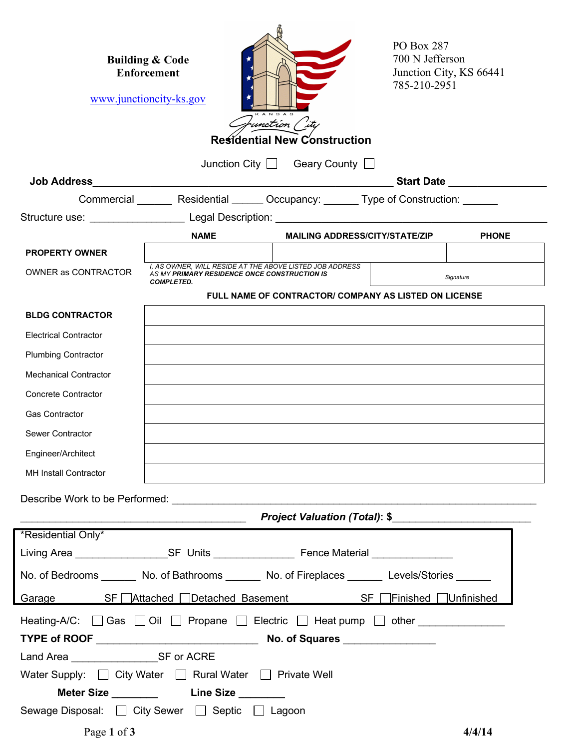**Building & Code Enforcement**

www.junctioncity-ks.gov

PO Box 287
700 N Jefferson
Junction City, KS 66441
785-210-2951

KANSAS
Junction City

## Residential New Construction

Junction City ☐ Geary County ☐

**Job Address** ________________________________________________ **Start Date** ______________

Commercial ______ Residential ______ Occupancy: ______ Type of Construction: ______

Structure use: ________________ Legal Description: ____________________________________________

| | NAME | MAILING ADDRESS/CITY/STATE/ZIP | PHONE |
|---|---|---|---|
| **PROPERTY OWNER** | | | |
| OWNER as CONTRACTOR | I, AS OWNER, WILL RESIDE AT THE ABOVE LISTED JOB ADDRESS AS MY ***PRIMARY RESIDENCE ONCE CONSTRUCTION IS COMPLETED.*** | Signature | |

| | FULL NAME OF CONTRACTOR/ COMPANY AS LISTED ON LICENSE |
|---|---|
| **BLDG CONTRACTOR** | |
| Electrical Contractor | |
| Plumbing Contractor | |
| Mechanical Contractor | |
| Concrete Contractor | |
| Gas Contractor | |
| Sewer Contractor | |
| Engineer/Architect | |
| MH Install Contractor | |

Describe Work to be Performed: ____________________________________________________________

________________________________________ ***Project Valuation (Total)*: $**______________________

*Residential Only*

Living Area _______________SF Units ______________ Fence Material ______________

No. of Bedrooms ______ No. of Bathrooms ______ No. of Fireplaces ______ Levels/Stories ______

Garage ________ SF ☐Attached ☐Detached Basement ______________ SF ☐Finished ☐Unfinished

Heating-A/C: ☐ Gas ☐ Oil ☐ Propane ☐ Electric ☐ Heat pump ☐ other ______________

**TYPE of ROOF** __________________________ **No. of Squares** ________________

Land Area _______________SF or ACRE

Water Supply: ☐ City Water ☐ Rural Water ☐ Private Well

**Meter Size** ________ **Line Size** ________

Sewage Disposal: ☐ City Sewer ☐ Septic ☐ Lagoon

**4/4/14**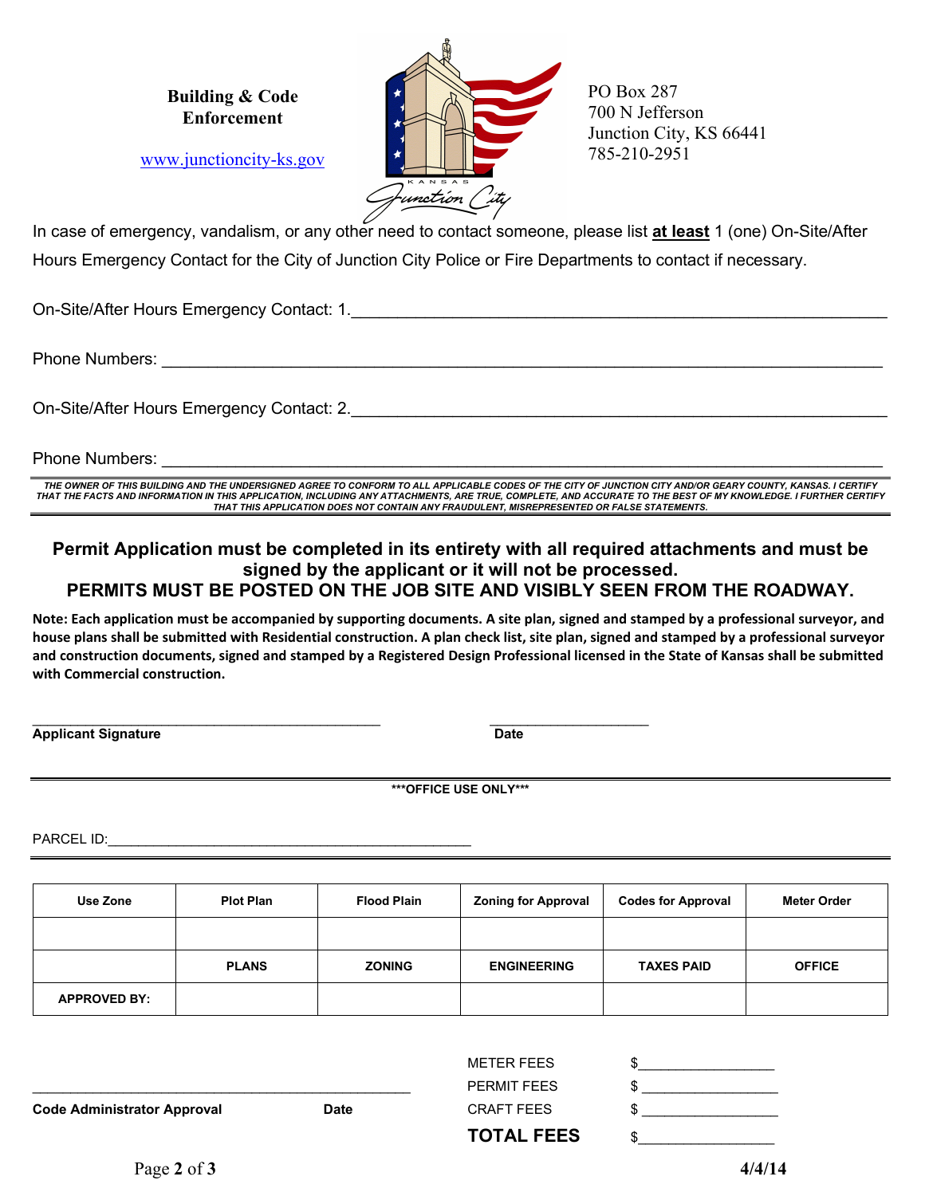**Building & Code Enforcement**

www.junctioncity-ks.gov

PO Box 287
700 N Jefferson
Junction City, KS 66441
785-210-2951

In case of emergency, vandalism, or any other need to contact someone, please list **at least** 1 (one) On-Site/After Hours Emergency Contact for the City of Junction City Police or Fire Departments to contact if necessary.

On-Site/After Hours Emergency Contact: 1.\_\_\_\_\_\_\_\_\_\_\_\_\_\_\_\_\_\_\_\_\_\_\_\_\_\_\_\_\_\_\_\_\_\_\_\_\_\_\_\_

Phone Numbers: \_\_\_\_\_\_\_\_\_\_\_\_\_\_\_\_\_\_\_\_\_\_\_\_\_\_\_\_\_\_\_\_\_\_\_\_\_\_\_\_\_\_\_\_\_\_\_\_

On-Site/After Hours Emergency Contact: 2.\_\_\_\_\_\_\_\_\_\_\_\_\_\_\_\_\_\_\_\_\_\_\_\_\_\_\_\_\_\_\_\_\_\_\_\_\_\_\_\_

Phone Numbers: \_\_\_\_\_\_\_\_\_\_\_\_\_\_\_\_\_\_\_\_\_\_\_\_\_\_\_\_\_\_\_\_\_\_\_\_\_\_\_\_\_\_\_\_\_\_\_\_

***THE OWNER OF THIS BUILDING AND THE UNDERSIGNED AGREE TO CONFORM TO ALL APPLICABLE CODES OF THE CITY OF JUNCTION CITY AND/OR GEARY COUNTY, KANSAS. I CERTIFY THAT THE FACTS AND INFORMATION IN THIS APPLICATION, INCLUDING ANY ATTACHMENTS, ARE TRUE, COMPLETE, AND ACCURATE TO THE BEST OF MY KNOWLEDGE. I FURTHER CERTIFY THAT THIS APPLICATION DOES NOT CONTAIN ANY FRAUDULENT, MISREPRESENTED OR FALSE STATEMENTS.***

**Permit Application must be completed in its entirety with all required attachments and must be signed by the applicant or it will not be processed.**
**PERMITS MUST BE POSTED ON THE JOB SITE AND VISIBLY SEEN FROM THE ROADWAY.**

**Note: Each application must be accompanied by supporting documents. A site plan, signed and stamped by a professional surveyor, and house plans shall be submitted with Residential construction. A plan check list, site plan, signed and stamped by a professional surveyor and construction documents, signed and stamped by a Registered Design Professional licensed in the State of Kansas shall be submitted with Commercial construction.**

\_\_\_\_\_\_\_\_\_\_\_\_\_\_\_\_\_\_\_\_\_\_\_\_\_\_\_\_\_\_\_\_ \_\_\_\_\_\_\_\_\_\_\_\_\_\_\_\_
**Applicant Signature** **Date**

**\*\*\*OFFICE USE ONLY\*\*\***

PARCEL ID:\_\_\_\_\_\_\_\_\_\_\_\_\_\_\_\_\_\_\_\_\_\_\_\_\_\_\_\_\_\_\_\_\_\_\_\_

| Use Zone | Plot Plan | Flood Plain | Zoning for Approval | Codes for Approval | Meter Order |
|---|---|---|---|---|---|
| | | | | | |
| | **PLANS** | **ZONING** | **ENGINEERING** | **TAXES PAID** | **OFFICE** |
| **APPROVED BY:** | | | | | |

\_\_\_\_\_\_\_\_\_\_\_\_\_\_\_\_\_\_\_\_\_\_\_\_\_\_\_\_\_\_\_\_\_\_\_\_
**Code Administrator Approval** **Date**

METER FEES $\_\_\_\_\_\_\_\_\_\_\_\_\_\_
PERMIT FEES $\_\_\_\_\_\_\_\_\_\_\_\_\_\_
CRAFT FEES $\_\_\_\_\_\_\_\_\_\_\_\_\_\_
**TOTAL FEES** $\_\_\_\_\_\_\_\_\_\_\_\_\_\_

**4/4/14**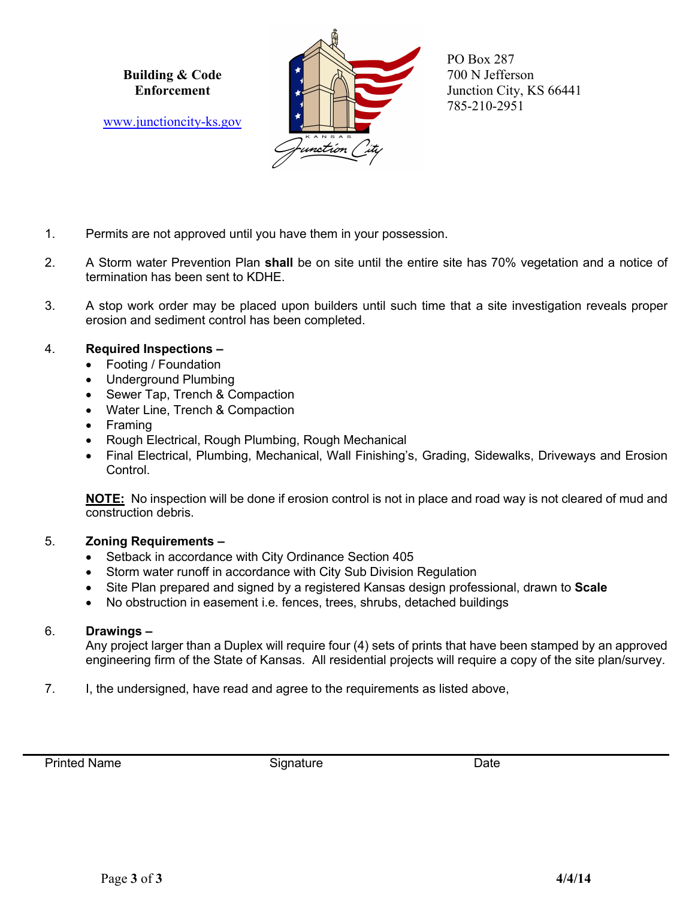**Building & Code Enforcement**

www.junctioncity-ks.gov

PO Box 287
700 N Jefferson
Junction City, KS 66441
785-210-2951

1. Permits are not approved until you have them in your possession.

2. A Storm water Prevention Plan **shall** be on site until the entire site has 70% vegetation and a notice of termination has been sent to KDHE.

3. A stop work order may be placed upon builders until such time that a site investigation reveals proper erosion and sediment control has been completed.

4. **Required Inspections –**
   - Footing / Foundation
   - Underground Plumbing
   - Sewer Tap, Trench & Compaction
   - Water Line, Trench & Compaction
   - Framing
   - Rough Electrical, Rough Plumbing, Rough Mechanical
   - Final Electrical, Plumbing, Mechanical, Wall Finishing's, Grading, Sidewalks, Driveways and Erosion Control.

   **NOTE:** No inspection will be done if erosion control is not in place and road way is not cleared of mud and construction debris.

5. **Zoning Requirements –**
   - Setback in accordance with City Ordinance Section 405
   - Storm water runoff in accordance with City Sub Division Regulation
   - Site Plan prepared and signed by a registered Kansas design professional, drawn to **Scale**
   - No obstruction in easement i.e. fences, trees, shrubs, detached buildings

6. **Drawings –**
   Any project larger than a Duplex will require four (4) sets of prints that have been stamped by an approved engineering firm of the State of Kansas. All residential projects will require a copy of the site plan/survey.

7. I, the undersigned, have read and agree to the requirements as listed above,

Printed Name　　　　　　　　Signature　　　　　　　　Date

**4/4/14**